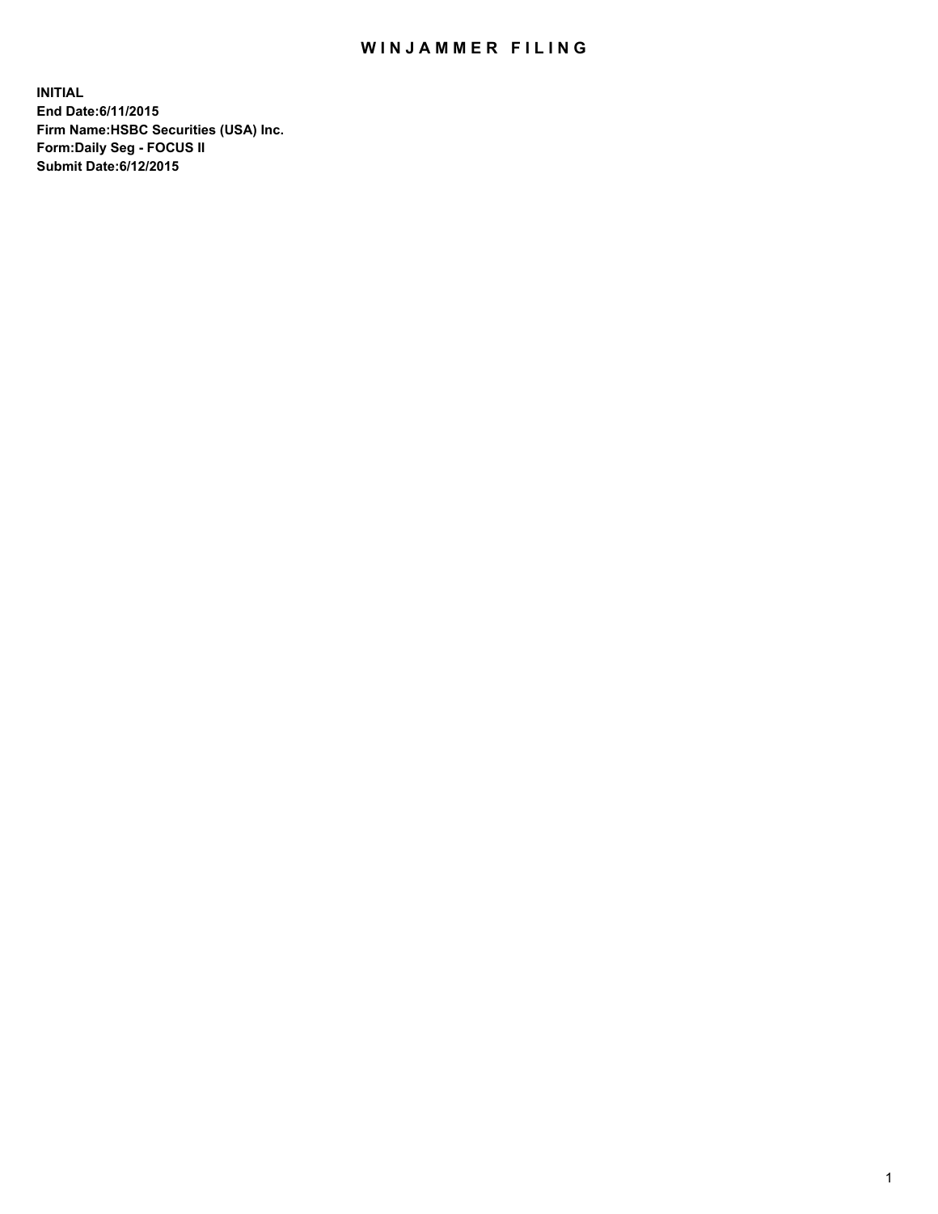# WINJAMMER FILING

**INITIAL**
**End Date:6/11/2015**
**Firm Name:HSBC Securities (USA) Inc.**
**Form:Daily Seg - FOCUS II**
**Submit Date:6/12/2015**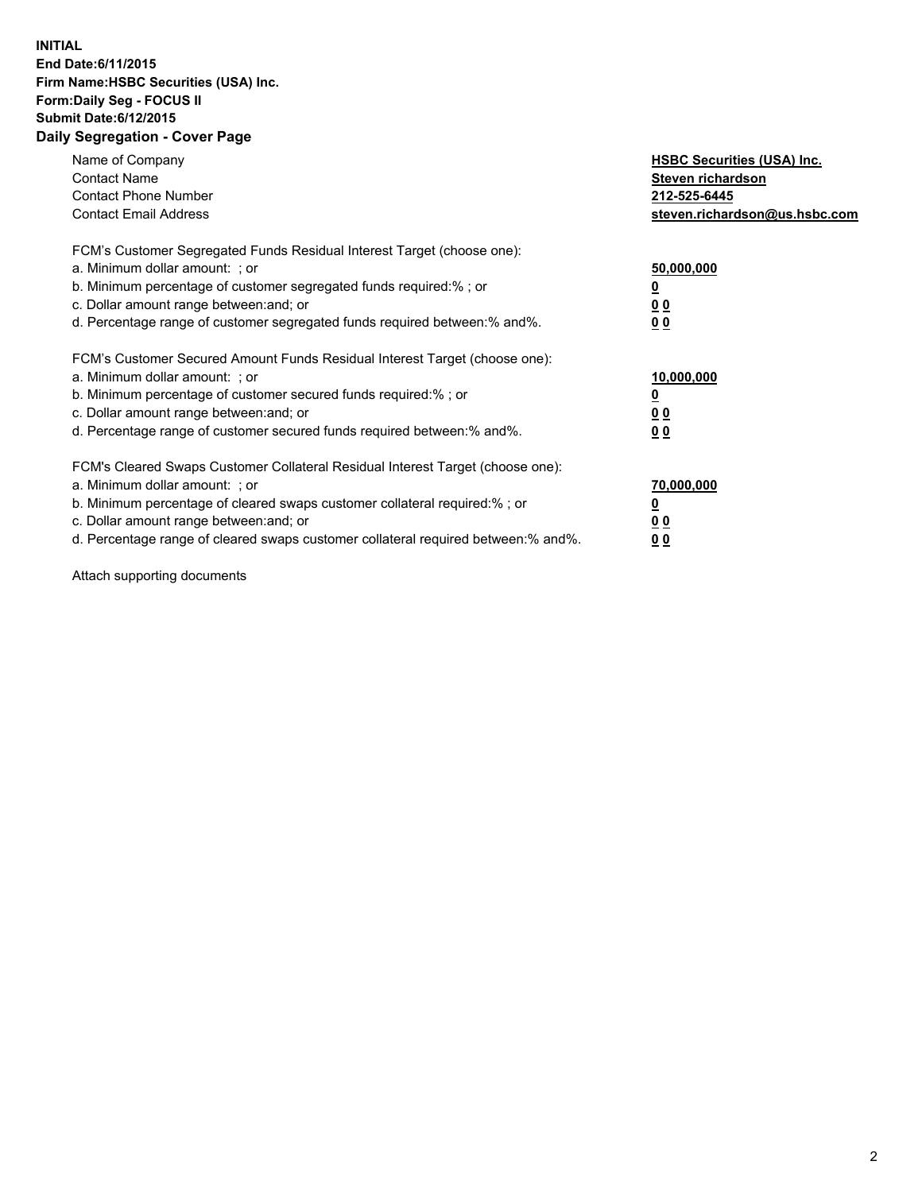**INITIAL**
**End Date:6/11/2015**
**Firm Name:HSBC Securities (USA) Inc.**
**Form:Daily Seg - FOCUS II**
**Submit Date:6/12/2015**

## Daily Segregation - Cover Page

| | |
|---|---|
| Name of Company | **HSBC Securities (USA) Inc.** |
| Contact Name | **Steven richardson** |
| Contact Phone Number | **212-525-6445** |
| Contact Email Address | **steven.richardson@us.hsbc.com** |

FCM's Customer Segregated Funds Residual Interest Target (choose one):

| | |
|---|---|
| a. Minimum dollar amount: ; or | **50,000,000** |
| b. Minimum percentage of customer segregated funds required:% ; or | **0** |
| c. Dollar amount range between:and; or | **0 0** |
| d. Percentage range of customer segregated funds required between:% and%. | **0 0** |

FCM's Customer Secured Amount Funds Residual Interest Target (choose one):

| | |
|---|---|
| a. Minimum dollar amount: ; or | **10,000,000** |
| b. Minimum percentage of customer secured funds required:% ; or | **0** |
| c. Dollar amount range between:and; or | **0 0** |
| d. Percentage range of customer secured funds required between:% and%. | **0 0** |

FCM's Cleared Swaps Customer Collateral Residual Interest Target (choose one):

| | |
|---|---|
| a. Minimum dollar amount: ; or | **70,000,000** |
| b. Minimum percentage of cleared swaps customer collateral required:% ; or | **0** |
| c. Dollar amount range between:and; or | **0 0** |
| d. Percentage range of cleared swaps customer collateral required between:% and%. | **0 0** |

Attach supporting documents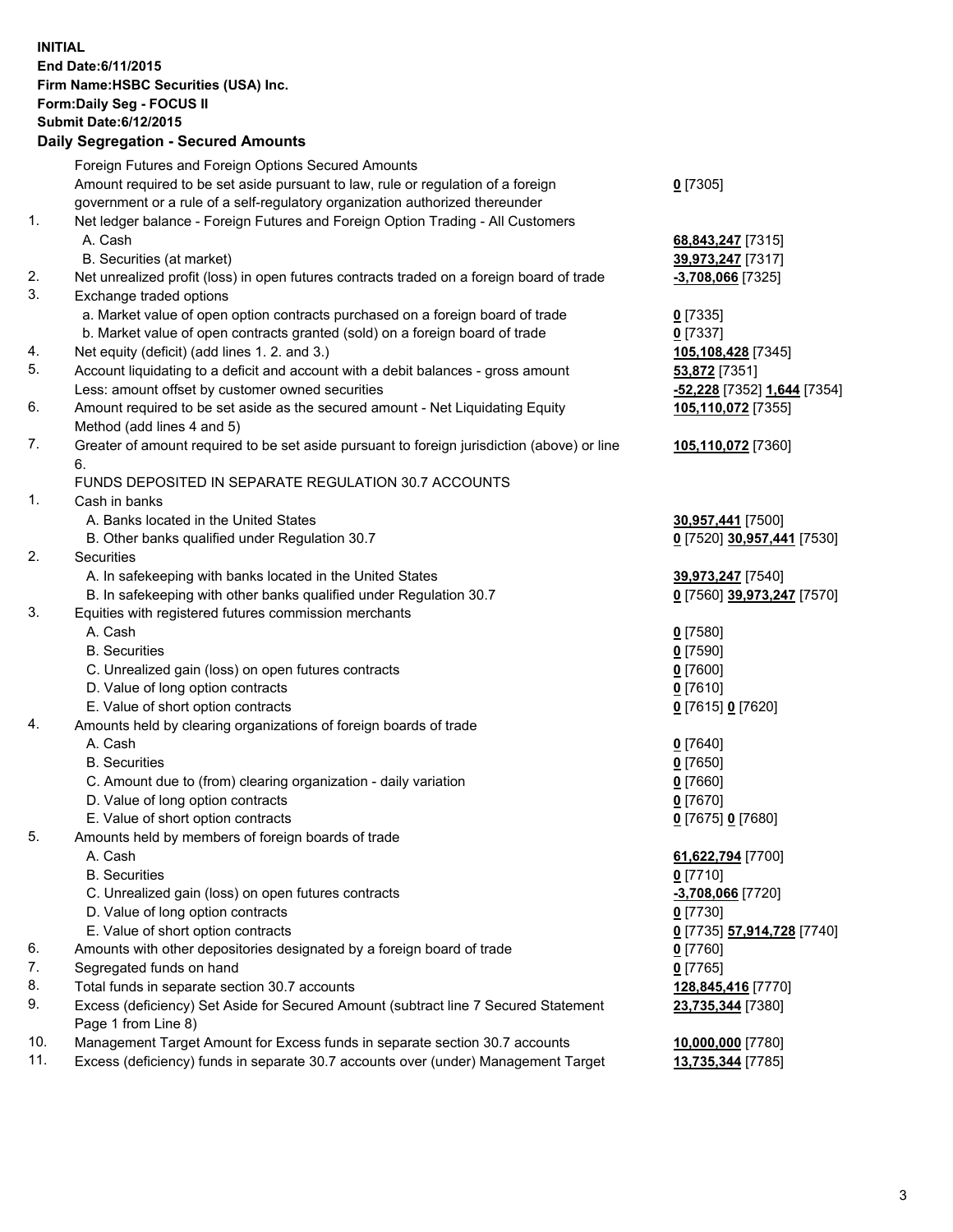**INITIAL**
**End Date:6/11/2015**
**Firm Name:HSBC Securities (USA) Inc.**
**Form:Daily Seg - FOCUS II**
**Submit Date:6/12/2015**

## Daily Segregation - Secured Amounts

| | | |
|---|---|---|
| | Foreign Futures and Foreign Options Secured Amounts | |
| | Amount required to be set aside pursuant to law, rule or regulation of a foreign government or a rule of a self-regulatory organization authorized thereunder | **0** [7305] |
| 1. | Net ledger balance - Foreign Futures and Foreign Option Trading - All Customers | |
| | A. Cash | **68,843,247** [7315] |
| | B. Securities (at market) | **39,973,247** [7317] |
| 2. | Net unrealized profit (loss) in open futures contracts traded on a foreign board of trade | **-3,708,066** [7325] |
| 3. | Exchange traded options | |
| | a. Market value of open option contracts purchased on a foreign board of trade | **0** [7335] |
| | b. Market value of open contracts granted (sold) on a foreign board of trade | **0** [7337] |
| 4. | Net equity (deficit) (add lines 1. 2. and 3.) | **105,108,428** [7345] |
| 5. | Account liquidating to a deficit and account with a debit balances - gross amount | **53,872** [7351] |
| | Less: amount offset by customer owned securities | **-52,228** [7352] **1,644** [7354] |
| 6. | Amount required to be set aside as the secured amount - Net Liquidating Equity Method (add lines 4 and 5) | **105,110,072** [7355] |
| 7. | Greater of amount required to be set aside pursuant to foreign jurisdiction (above) or line 6. | **105,110,072** [7360] |
| | FUNDS DEPOSITED IN SEPARATE REGULATION 30.7 ACCOUNTS | |
| 1. | Cash in banks | |
| | A. Banks located in the United States | **30,957,441** [7500] |
| | B. Other banks qualified under Regulation 30.7 | **0** [7520] **30,957,441** [7530] |
| 2. | Securities | |
| | A. In safekeeping with banks located in the United States | **39,973,247** [7540] |
| | B. In safekeeping with other banks qualified under Regulation 30.7 | **0** [7560] **39,973,247** [7570] |
| 3. | Equities with registered futures commission merchants | |
| | A. Cash | **0** [7580] |
| | B. Securities | **0** [7590] |
| | C. Unrealized gain (loss) on open futures contracts | **0** [7600] |
| | D. Value of long option contracts | **0** [7610] |
| | E. Value of short option contracts | **0** [7615] **0** [7620] |
| 4. | Amounts held by clearing organizations of foreign boards of trade | |
| | A. Cash | **0** [7640] |
| | B. Securities | **0** [7650] |
| | C. Amount due to (from) clearing organization - daily variation | **0** [7660] |
| | D. Value of long option contracts | **0** [7670] |
| | E. Value of short option contracts | **0** [7675] **0** [7680] |
| 5. | Amounts held by members of foreign boards of trade | |
| | A. Cash | **61,622,794** [7700] |
| | B. Securities | **0** [7710] |
| | C. Unrealized gain (loss) on open futures contracts | **-3,708,066** [7720] |
| | D. Value of long option contracts | **0** [7730] |
| | E. Value of short option contracts | **0** [7735] **57,914,728** [7740] |
| 6. | Amounts with other depositories designated by a foreign board of trade | **0** [7760] |
| 7. | Segregated funds on hand | **0** [7765] |
| 8. | Total funds in separate section 30.7 accounts | **128,845,416** [7770] |
| 9. | Excess (deficiency) Set Aside for Secured Amount (subtract line 7 Secured Statement Page 1 from Line 8) | **23,735,344** [7380] |
| 10. | Management Target Amount for Excess funds in separate section 30.7 accounts | **10,000,000** [7780] |
| 11. | Excess (deficiency) funds in separate 30.7 accounts over (under) Management Target | **13,735,344** [7785] |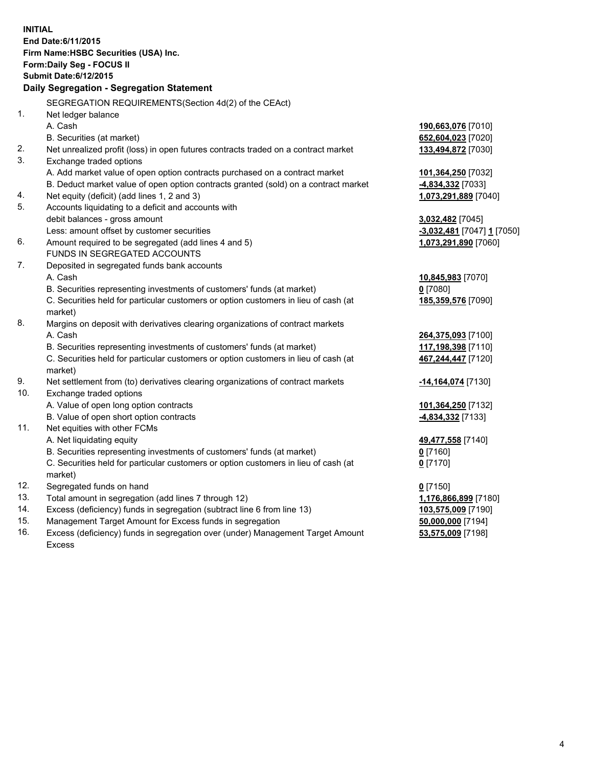**INITIAL**
**End Date:6/11/2015**
**Firm Name:HSBC Securities (USA) Inc.**
**Form:Daily Seg - FOCUS II**
**Submit Date:6/12/2015**

**Daily Segregation - Segregation Statement**

| | | |
|---|---|---|
| | SEGREGATION REQUIREMENTS(Section 4d(2) of the CEAct) | |
| 1. | Net ledger balance | |
| | A. Cash | **190,663,076** [7010] |
| | B. Securities (at market) | **652,604,023** [7020] |
| 2. | Net unrealized profit (loss) in open futures contracts traded on a contract market | **133,494,872** [7030] |
| 3. | Exchange traded options | |
| | A. Add market value of open option contracts purchased on a contract market | **101,364,250** [7032] |
| | B. Deduct market value of open option contracts granted (sold) on a contract market | **-4,834,332** [7033] |
| 4. | Net equity (deficit) (add lines 1, 2 and 3) | **1,073,291,889** [7040] |
| 5. | Accounts liquidating to a deficit and accounts with debit balances - gross amount | **3,032,482** [7045] |
| | Less: amount offset by customer securities | **-3,032,481** [7047] **1** [7050] |
| 6. | Amount required to be segregated (add lines 4 and 5) | **1,073,291,890** [7060] |
| | FUNDS IN SEGREGATED ACCOUNTS | |
| 7. | Deposited in segregated funds bank accounts | |
| | A. Cash | **10,845,983** [7070] |
| | B. Securities representing investments of customers' funds (at market) | **0** [7080] |
| | C. Securities held for particular customers or option customers in lieu of cash (at market) | **185,359,576** [7090] |
| 8. | Margins on deposit with derivatives clearing organizations of contract markets | |
| | A. Cash | **264,375,093** [7100] |
| | B. Securities representing investments of customers' funds (at market) | **117,198,398** [7110] |
| | C. Securities held for particular customers or option customers in lieu of cash (at market) | **467,244,447** [7120] |
| 9. | Net settlement from (to) derivatives clearing organizations of contract markets | **-14,164,074** [7130] |
| 10. | Exchange traded options | |
| | A. Value of open long option contracts | **101,364,250** [7132] |
| | B. Value of open short option contracts | **-4,834,332** [7133] |
| 11. | Net equities with other FCMs | |
| | A. Net liquidating equity | **49,477,558** [7140] |
| | B. Securities representing investments of customers' funds (at market) | **0** [7160] |
| | C. Securities held for particular customers or option customers in lieu of cash (at market) | **0** [7170] |
| 12. | Segregated funds on hand | **0** [7150] |
| 13. | Total amount in segregation (add lines 7 through 12) | **1,176,866,899** [7180] |
| 14. | Excess (deficiency) funds in segregation (subtract line 6 from line 13) | **103,575,009** [7190] |
| 15. | Management Target Amount for Excess funds in segregation | **50,000,000** [7194] |
| 16. | Excess (deficiency) funds in segregation over (under) Management Target Amount Excess | **53,575,009** [7198] |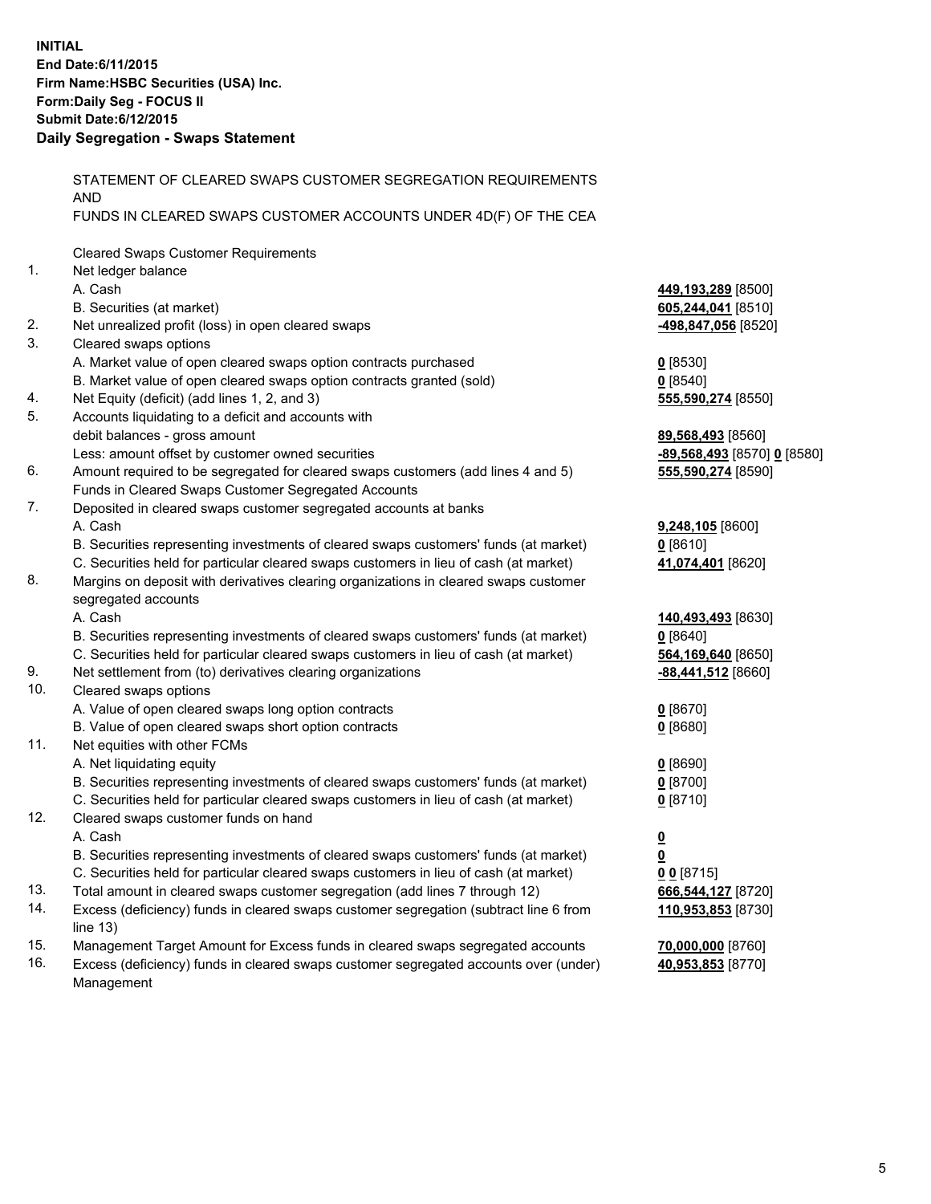**INITIAL**
**End Date:6/11/2015**
**Firm Name:HSBC Securities (USA) Inc.**
**Form:Daily Seg - FOCUS II**
**Submit Date:6/12/2015**
**Daily Segregation - Swaps Statement**

STATEMENT OF CLEARED SWAPS CUSTOMER SEGREGATION REQUIREMENTS AND FUNDS IN CLEARED SWAPS CUSTOMER ACCOUNTS UNDER 4D(F) OF THE CEA

| | | |
|---|---|---|
| | Cleared Swaps Customer Requirements | |
| 1. | Net ledger balance | |
| | A. Cash | **449,193,289** [8500] |
| | B. Securities (at market) | **605,244,041** [8510] |
| 2. | Net unrealized profit (loss) in open cleared swaps | **-498,847,056** [8520] |
| 3. | Cleared swaps options | |
| | A. Market value of open cleared swaps option contracts purchased | **0** [8530] |
| | B. Market value of open cleared swaps option contracts granted (sold) | **0** [8540] |
| 4. | Net Equity (deficit) (add lines 1, 2, and 3) | **555,590,274** [8550] |
| 5. | Accounts liquidating to a deficit and accounts with debit balances - gross amount | **89,568,493** [8560] |
| | Less: amount offset by customer owned securities | **-89,568,493** [8570] **0** [8580] |
| 6. | Amount required to be segregated for cleared swaps customers (add lines 4 and 5) | **555,590,274** [8590] |
| | Funds in Cleared Swaps Customer Segregated Accounts | |
| 7. | Deposited in cleared swaps customer segregated accounts at banks | |
| | A. Cash | **9,248,105** [8600] |
| | B. Securities representing investments of cleared swaps customers' funds (at market) | **0** [8610] |
| | C. Securities held for particular cleared swaps customers in lieu of cash (at market) | **41,074,401** [8620] |
| 8. | Margins on deposit with derivatives clearing organizations in cleared swaps customer segregated accounts | |
| | A. Cash | **140,493,493** [8630] |
| | B. Securities representing investments of cleared swaps customers' funds (at market) | **0** [8640] |
| | C. Securities held for particular cleared swaps customers in lieu of cash (at market) | **564,169,640** [8650] |
| 9. | Net settlement from (to) derivatives clearing organizations | **-88,441,512** [8660] |
| 10. | Cleared swaps options | |
| | A. Value of open cleared swaps long option contracts | **0** [8670] |
| | B. Value of open cleared swaps short option contracts | **0** [8680] |
| 11. | Net equities with other FCMs | |
| | A. Net liquidating equity | **0** [8690] |
| | B. Securities representing investments of cleared swaps customers' funds (at market) | **0** [8700] |
| | C. Securities held for particular cleared swaps customers in lieu of cash (at market) | **0** [8710] |
| 12. | Cleared swaps customer funds on hand | |
| | A. Cash | **0** |
| | B. Securities representing investments of cleared swaps customers' funds (at market) | **0** |
| | C. Securities held for particular cleared swaps customers in lieu of cash (at market) | **0** 0 [8715] |
| 13. | Total amount in cleared swaps customer segregation (add lines 7 through 12) | **666,544,127** [8720] |
| 14. | Excess (deficiency) funds in cleared swaps customer segregation (subtract line 6 from line 13) | **110,953,853** [8730] |
| 15. | Management Target Amount for Excess funds in cleared swaps segregated accounts | **70,000,000** [8760] |
| 16. | Excess (deficiency) funds in cleared swaps customer segregated accounts over (under) Management | **40,953,853** [8770] |